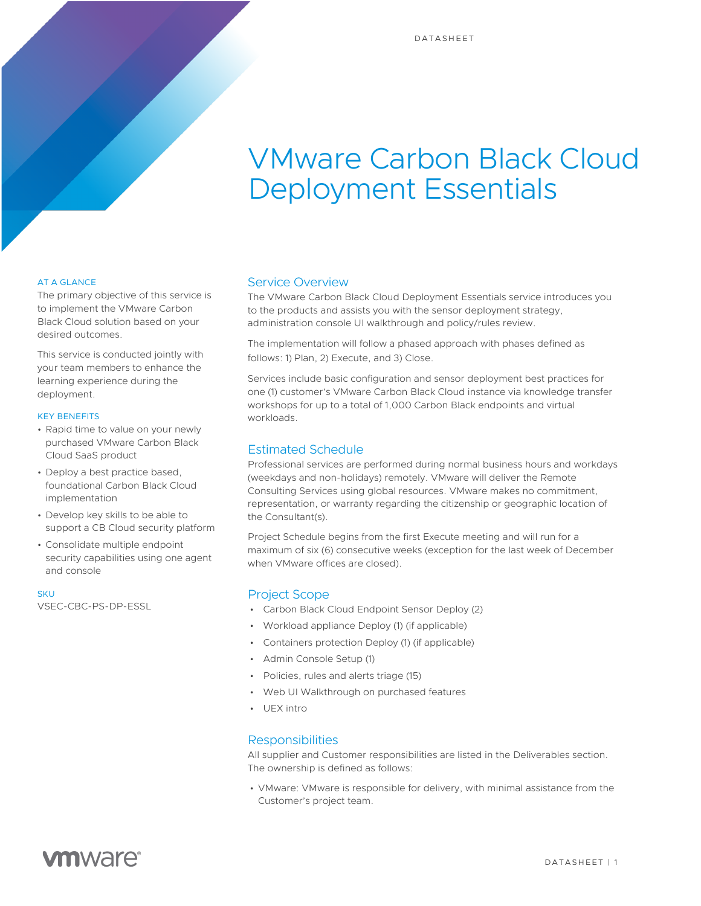# VMware Carbon Black Cloud Deployment Essentials

### AT A GLANCE

The primary objective of this service is to implement the VMware Carbon Black Cloud solution based on your desired outcomes.

This service is conducted jointly with your team members to enhance the learning experience during the deployment.

### KEY BENEFITS

- Rapid time to value on your newly purchased VMware Carbon Black Cloud SaaS product
- Deploy a best practice based, foundational Carbon Black Cloud implementation
- Develop key skills to be able to support a CB Cloud security platform
- Consolidate multiple endpoint security capabilities using one agent and console

### SKU

VSEC-CBC-PS-DP-ESSL

## Service Overview

The VMware Carbon Black Cloud Deployment Essentials service introduces you to the products and assists you with the sensor deployment strategy, administration console UI walkthrough and policy/rules review.

The implementation will follow a phased approach with phases defined as follows: 1) Plan, 2) Execute, and 3) Close.

Services include basic configuration and sensor deployment best practices for one (1) customer's VMware Carbon Black Cloud instance via knowledge transfer workshops for up to a total of 1,000 Carbon Black endpoints and virtual workloads.

## Estimated Schedule

Professional services are performed during normal business hours and workdays (weekdays and non-holidays) remotely. VMware will deliver the Remote Consulting Services using global resources. VMware makes no commitment, representation, or warranty regarding the citizenship or geographic location of the Consultant(s).

Project Schedule begins from the first Execute meeting and will run for a maximum of six (6) consecutive weeks (exception for the last week of December when VMware offices are closed).

## Project Scope

- Carbon Black Cloud Endpoint Sensor Deploy (2)
- Workload appliance Deploy (1) (if applicable)
- Containers protection Deploy (1) (if applicable)
- Admin Console Setup (1)
- Policies, rules and alerts triage (15)
- Web UI Walkthrough on purchased features
- UEX intro

## Responsibilities

All supplier and Customer responsibilities are listed in the Deliverables section. The ownership is defined as follows:

- VMware: VMware is responsible for delivery, with minimal assistance from the Customer's project team.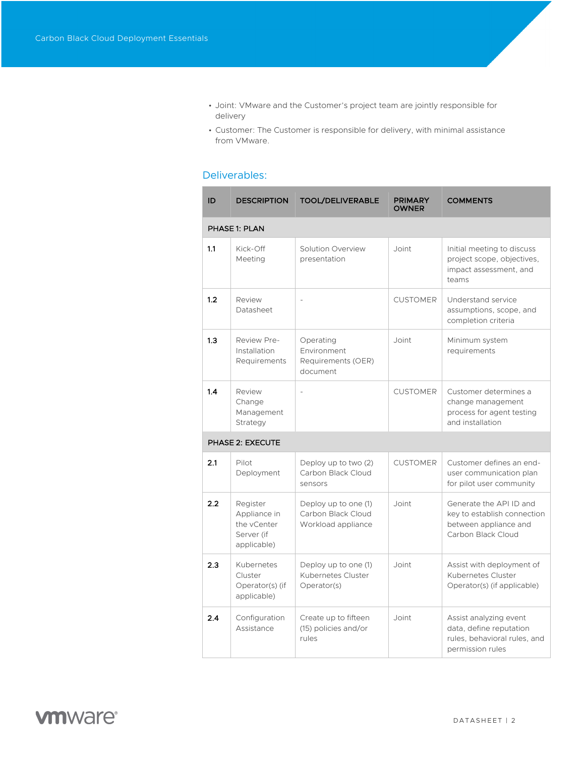- Joint: VMware and the Customer's project team are jointly responsible for delivery
- Customer: The Customer is responsible for delivery, with minimal assistance from VMware.

## Deliverables:

| ID | DESCRIPTION | TOOL/DELIVERABLE | PRIMARY OWNER | COMMENTS |
|---|---|---|---|---|
| **PHASE 1: PLAN** | | | | |
| 1.1 | Kick-Off Meeting | Solution Overview presentation | Joint | Initial meeting to discuss project scope, objectives, impact assessment, and teams |
| 1.2 | Review Datasheet | - | CUSTOMER | Understand service assumptions, scope, and completion criteria |
| 1.3 | Review Pre-Installation Requirements | Operating Environment Requirements (OER) document | Joint | Minimum system requirements |
| 1.4 | Review Change Management Strategy | - | CUSTOMER | Customer determines a change management process for agent testing and installation |
| **PHASE 2: EXECUTE** | | | | |
| 2.1 | Pilot Deployment | Deploy up to two (2) Carbon Black Cloud sensors | CUSTOMER | Customer defines an end-user communication plan for pilot user community |
| 2.2 | Register Appliance in the vCenter Server (if applicable) | Deploy up to one (1) Carbon Black Cloud Workload appliance | Joint | Generate the API ID and key to establish connection between appliance and Carbon Black Cloud |
| 2.3 | Kubernetes Cluster Operator(s) (if applicable) | Deploy up to one (1) Kubernetes Cluster Operator(s) | Joint | Assist with deployment of Kubernetes Cluster Operator(s) (if applicable) |
| 2.4 | Configuration Assistance | Create up to fifteen (15) policies and/or rules | Joint | Assist analyzing event data, define reputation rules, behavioral rules, and permission rules |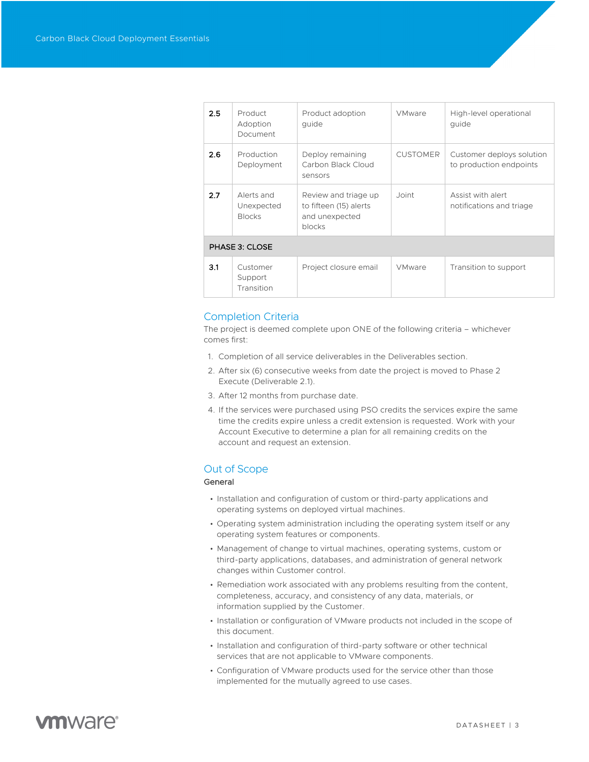| 2.5 | Product Adoption Document | Product adoption guide | VMware | High-level operational guide |
|---|---|---|---|---|
| 2.6 | Production Deployment | Deploy remaining Carbon Black Cloud sensors | CUSTOMER | Customer deploys solution to production endpoints |
| 2.7 | Alerts and Unexpected Blocks | Review and triage up to fifteen (15) alerts and unexpected blocks | Joint | Assist with alert notifications and triage |
| PHASE 3: CLOSE | | | | |
| 3.1 | Customer Support Transition | Project closure email | VMware | Transition to support |

## Completion Criteria

The project is deemed complete upon ONE of the following criteria – whichever comes first:

1. Completion of all service deliverables in the Deliverables section.
2. After six (6) consecutive weeks from date the project is moved to Phase 2 Execute (Deliverable 2.1).
3. After 12 months from purchase date.
4. If the services were purchased using PSO credits the services expire the same time the credits expire unless a credit extension is requested. Work with your Account Executive to determine a plan for all remaining credits on the account and request an extension.

## Out of Scope

### General

- Installation and configuration of custom or third-party applications and operating systems on deployed virtual machines.
- Operating system administration including the operating system itself or any operating system features or components.
- Management of change to virtual machines, operating systems, custom or third-party applications, databases, and administration of general network changes within Customer control.
- Remediation work associated with any problems resulting from the content, completeness, accuracy, and consistency of any data, materials, or information supplied by the Customer.
- Installation or configuration of VMware products not included in the scope of this document.
- Installation and configuration of third-party software or other technical services that are not applicable to VMware components.
- Configuration of VMware products used for the service other than those implemented for the mutually agreed to use cases.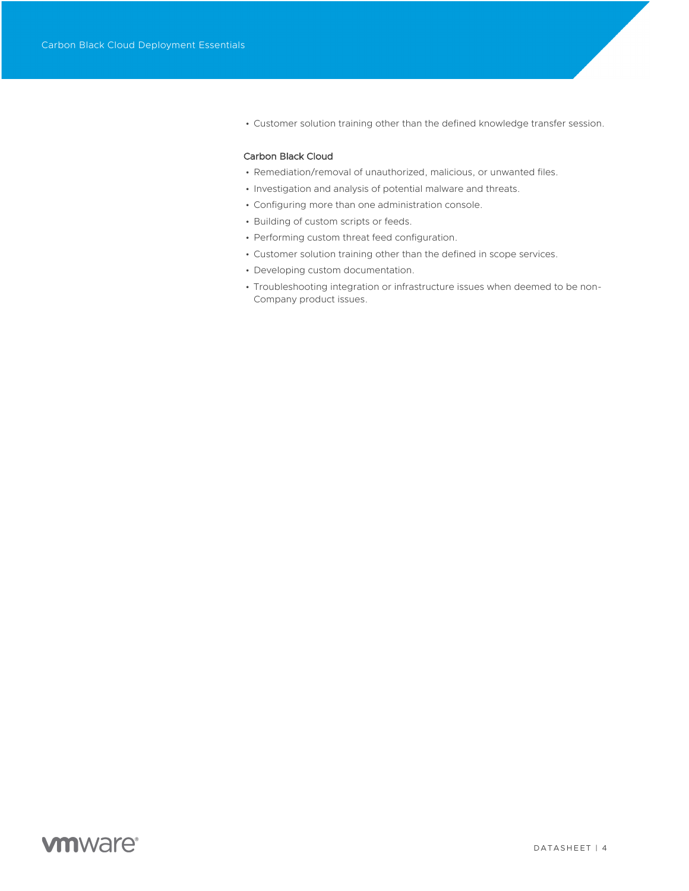- Customer solution training other than the defined knowledge transfer session.

### Carbon Black Cloud

- Remediation/removal of unauthorized, malicious, or unwanted files.
- Investigation and analysis of potential malware and threats.
- Configuring more than one administration console.
- Building of custom scripts or feeds.
- Performing custom threat feed configuration.
- Customer solution training other than the defined in scope services.
- Developing custom documentation.
- Troubleshooting integration or infrastructure issues when deemed to be non-Company product issues.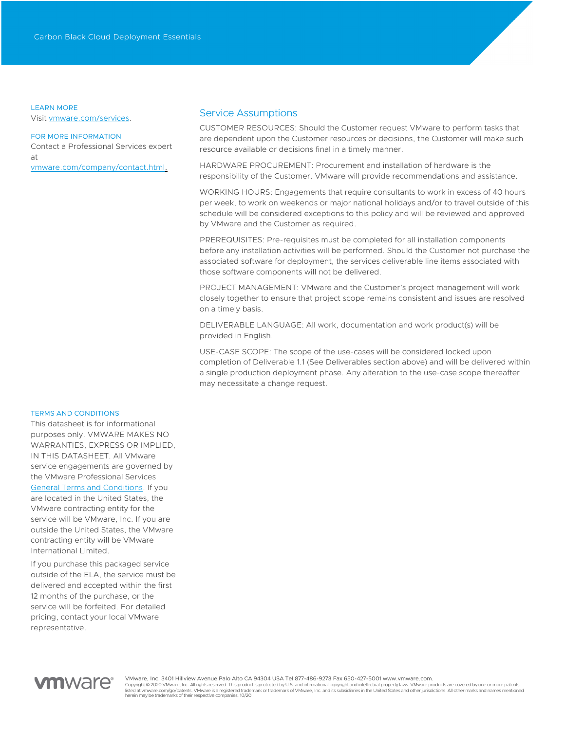LEARN MORE

Visit vmware.com/services.

FOR MORE INFORMATION

Contact a Professional Services expert at vmware.com/company/contact.html.

## Service Assumptions

CUSTOMER RESOURCES: Should the Customer request VMware to perform tasks that are dependent upon the Customer resources or decisions, the Customer will make such resource available or decisions final in a timely manner.

HARDWARE PROCUREMENT: Procurement and installation of hardware is the responsibility of the Customer. VMware will provide recommendations and assistance.

WORKING HOURS: Engagements that require consultants to work in excess of 40 hours per week, to work on weekends or major national holidays and/or to travel outside of this schedule will be considered exceptions to this policy and will be reviewed and approved by VMware and the Customer as required.

PREREQUISITES: Pre-requisites must be completed for all installation components before any installation activities will be performed. Should the Customer not purchase the associated software for deployment, the services deliverable line items associated with those software components will not be delivered.

PROJECT MANAGEMENT: VMware and the Customer's project management will work closely together to ensure that project scope remains consistent and issues are resolved on a timely basis.

DELIVERABLE LANGUAGE: All work, documentation and work product(s) will be provided in English.

USE-CASE SCOPE: The scope of the use-cases will be considered locked upon completion of Deliverable 1.1 (See Deliverables section above) and will be delivered within a single production deployment phase. Any alteration to the use-case scope thereafter may necessitate a change request.

TERMS AND CONDITIONS

This datasheet is for informational purposes only. VMWARE MAKES NO WARRANTIES, EXPRESS OR IMPLIED, IN THIS DATASHEET. All VMware service engagements are governed by the VMware Professional Services General Terms and Conditions. If you are located in the United States, the VMware contracting entity for the service will be VMware, Inc. If you are outside the United States, the VMware contracting entity will be VMware International Limited.

If you purchase this packaged service outside of the ELA, the service must be delivered and accepted within the first 12 months of the purchase, or the service will be forfeited. For detailed pricing, contact your local VMware representative.

VMware, Inc. 3401 Hillview Avenue Palo Alto CA 94304 USA Tel 877-486-9273 Fax 650-427-5001 www.vmware.com.
Copyright © 2020 VMware, Inc. All rights reserved. This product is protected by U.S. and international copyright and intellectual property laws. VMware products are covered by one or more patents listed at vmware.com/go/patents. VMware is a registered trademark or trademark of VMware, Inc. and its subsidiaries in the United States and other jurisdictions. All other marks and names mentioned herein may be trademarks of their respective companies. 10/20